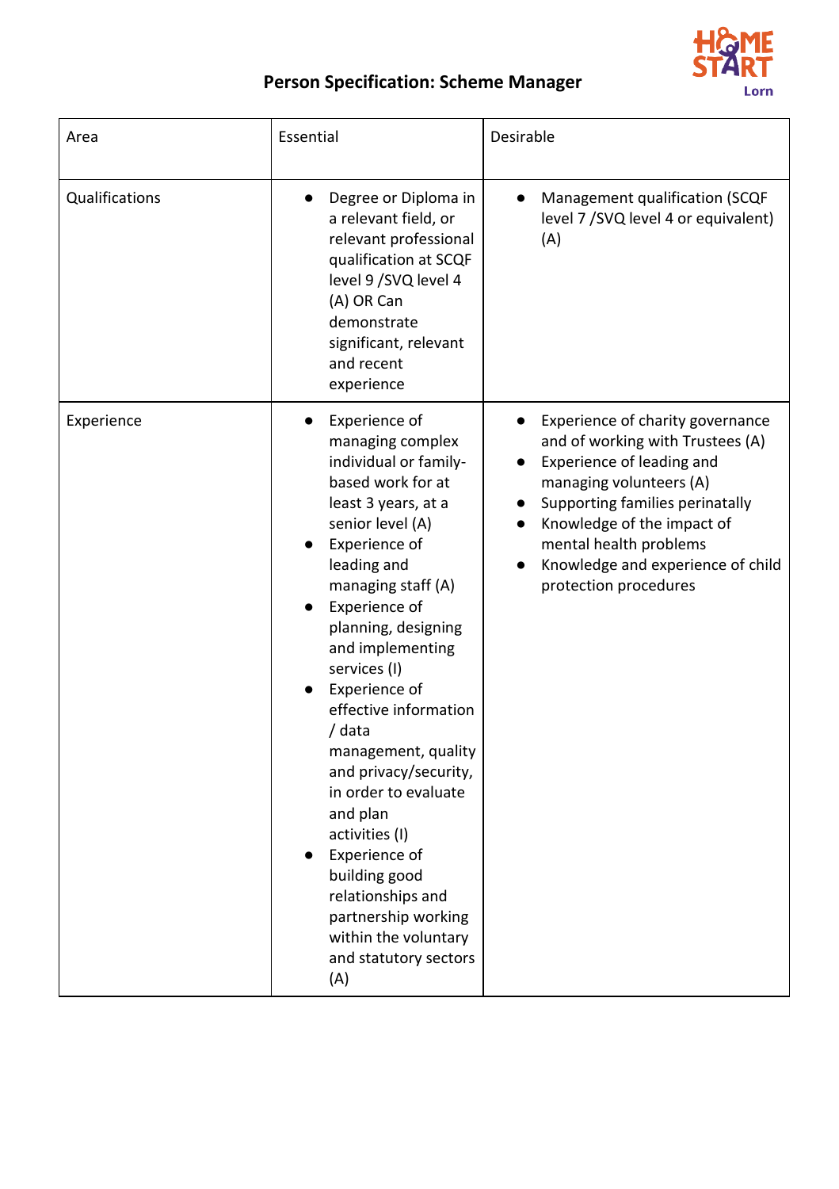# Person Specification: Scheme Manager

| Area | Essential | Desirable |
|---|---|---|
| Qualifications | • Degree or Diploma in a relevant field, or relevant professional qualification at SCQF level 9 /SVQ level 4 (A) OR Can demonstrate significant, relevant and recent experience | • Management qualification (SCQF level 7 /SVQ level 4 or equivalent) (A) |
| Experience | • Experience of managing complex individual or family-based work for at least 3 years, at a senior level (A)<br>• Experience of leading and managing staff (A)<br>• Experience of planning, designing and implementing services (I)<br>• Experience of effective information / data management, quality and privacy/security, in order to evaluate and plan activities (I)<br>• Experience of building good relationships and partnership working within the voluntary and statutory sectors (A) | • Experience of charity governance and of working with Trustees (A)<br>• Experience of leading and managing volunteers (A)<br>• Supporting families perinatally<br>• Knowledge of the impact of mental health problems<br>• Knowledge and experience of child protection procedures |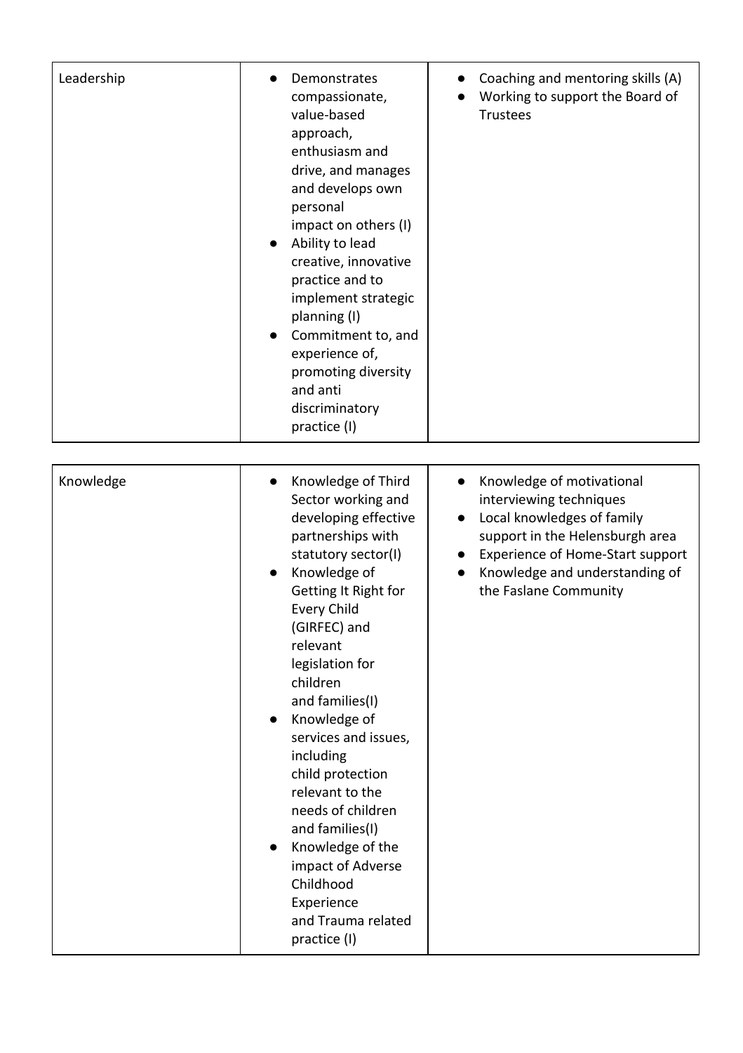| | | |
|---|---|---|
| Leadership | • Demonstrates compassionate, value-based approach, enthusiasm and drive, and manages and develops own personal impact on others (I)<br>• Ability to lead creative, innovative practice and to implement strategic planning (I)<br>• Commitment to, and experience of, promoting diversity and anti discriminatory practice (I) | • Coaching and mentoring skills (A)<br>• Working to support the Board of Trustees |

| | | |
|---|---|---|
| Knowledge | • Knowledge of Third Sector working and developing effective partnerships with statutory sector(I)<br>• Knowledge of Getting It Right for Every Child (GIRFEC) and relevant legislation for children and families(I)<br>• Knowledge of services and issues, including child protection relevant to the needs of children and families(I)<br>• Knowledge of the impact of Adverse Childhood Experience and Trauma related practice (I) | • Knowledge of motivational interviewing techniques<br>• Local knowledges of family support in the Helensburgh area<br>• Experience of Home-Start support<br>• Knowledge and understanding of the Faslane Community |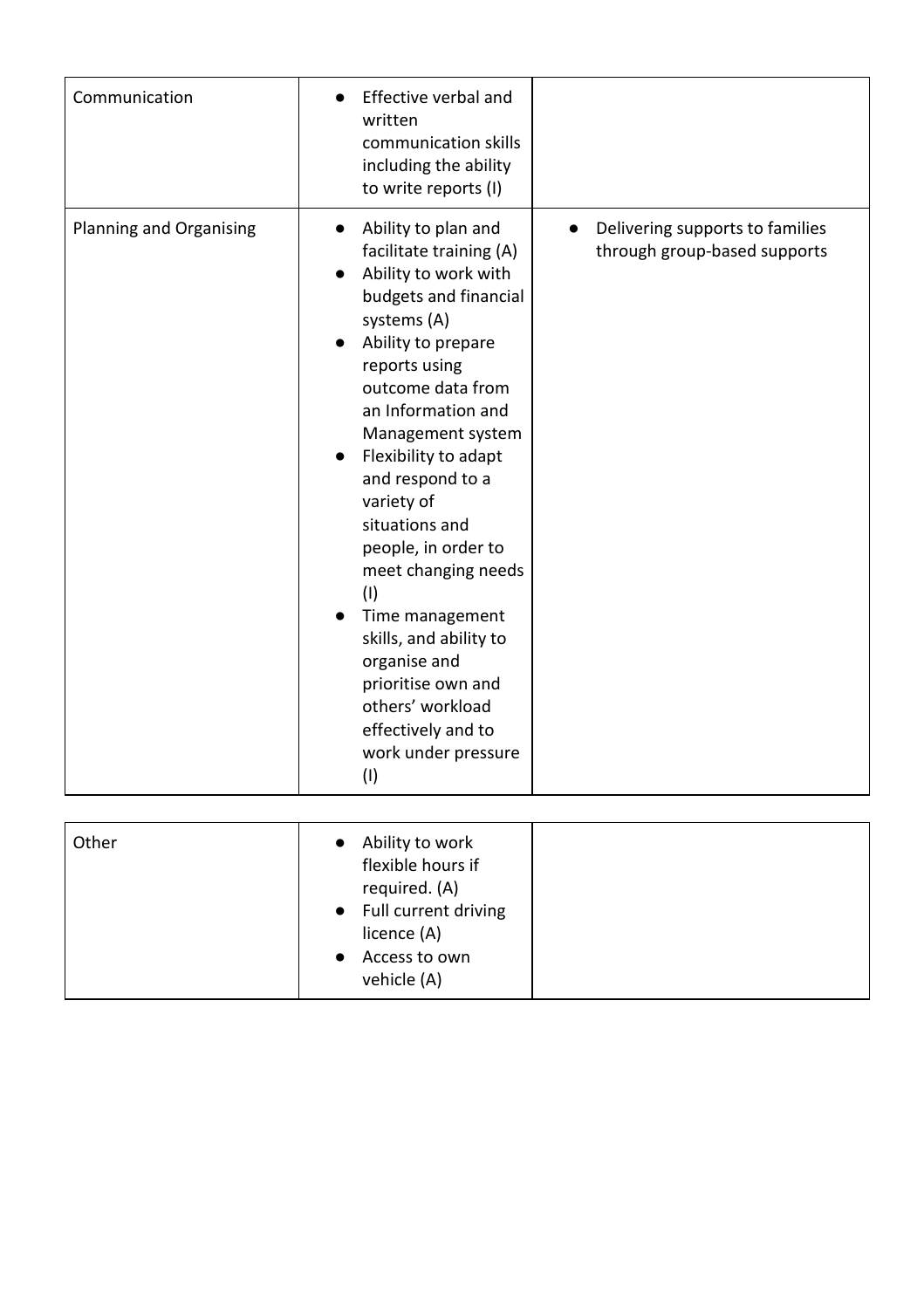| | | |
|---|---|---|
| Communication | • Effective verbal and written communication skills including the ability to write reports (I) | |
| Planning and Organising | • Ability to plan and facilitate training (A)<br>• Ability to work with budgets and financial systems (A)<br>• Ability to prepare reports using outcome data from an Information and Management system<br>• Flexibility to adapt and respond to a variety of situations and people, in order to meet changing needs (I)<br>• Time management skills, and ability to organise and prioritise own and others' workload effectively and to work under pressure (I) | • Delivering supports to families through group-based supports |

| | | |
|---|---|---|
| Other | • Ability to work flexible hours if required. (A)<br>• Full current driving licence (A)<br>• Access to own vehicle (A) | |